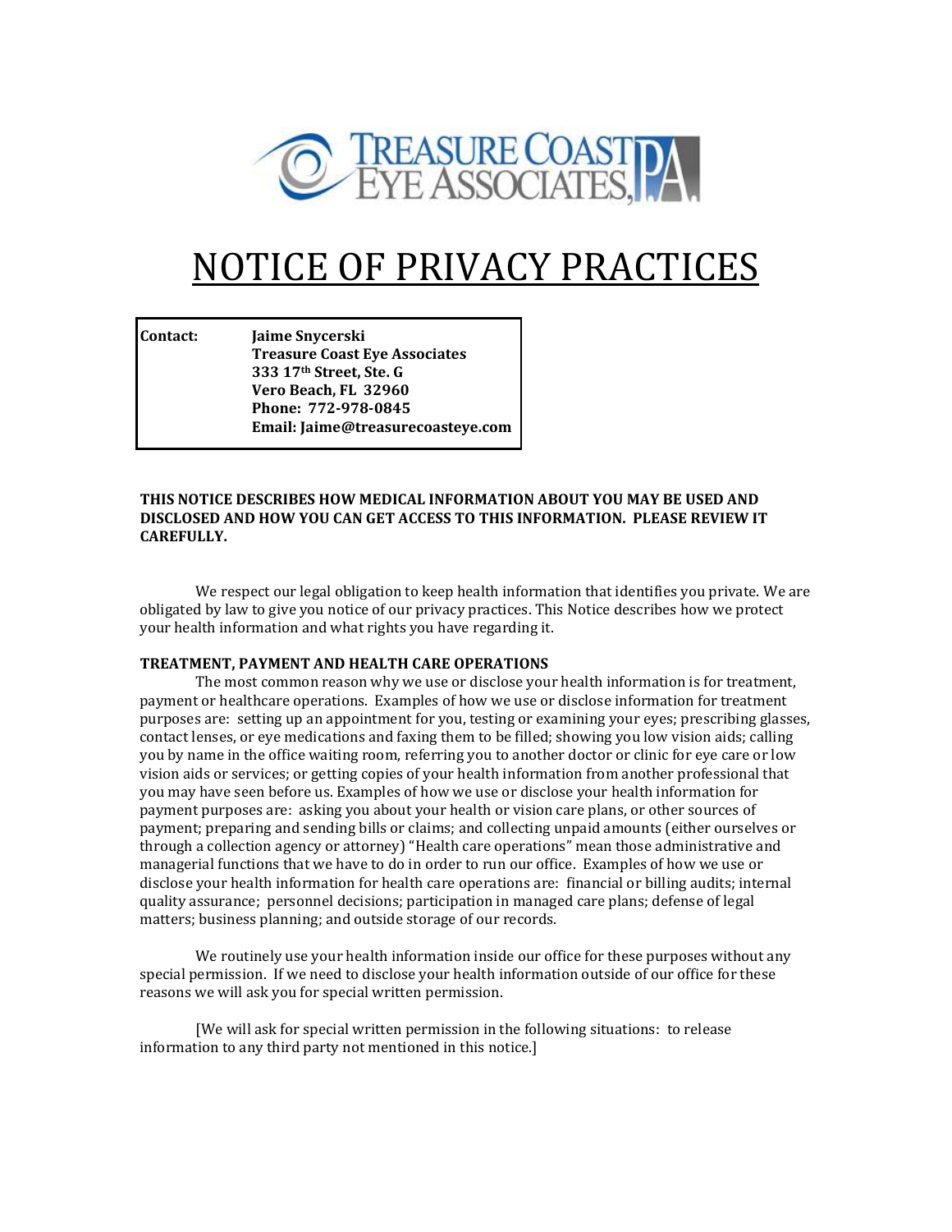# NOTICE OF PRIVACY PRACTICES

| | |
|---|---|
| **Contact:** | **Jaime Snycerski** |
| | **Treasure Coast Eye Associates** |
| | **333 17th Street, Ste. G** |
| | **Vero Beach, FL 32960** |
| | **Phone: 772-978-0845** |
| | **Email: Jaime@treasurecoasteye.com** |

**THIS NOTICE DESCRIBES HOW MEDICAL INFORMATION ABOUT YOU MAY BE USED AND DISCLOSED AND HOW YOU CAN GET ACCESS TO THIS INFORMATION. PLEASE REVIEW IT CAREFULLY.**

We respect our legal obligation to keep health information that identifies you private. We are obligated by law to give you notice of our privacy practices. This Notice describes how we protect your health information and what rights you have regarding it.

**TREATMENT, PAYMENT AND HEALTH CARE OPERATIONS**

The most common reason why we use or disclose your health information is for treatment, payment or healthcare operations. Examples of how we use or disclose information for treatment purposes are: setting up an appointment for you, testing or examining your eyes; prescribing glasses, contact lenses, or eye medications and faxing them to be filled; showing you low vision aids; calling you by name in the office waiting room, referring you to another doctor or clinic for eye care or low vision aids or services; or getting copies of your health information from another professional that you may have seen before us. Examples of how we use or disclose your health information for payment purposes are: asking you about your health or vision care plans, or other sources of payment; preparing and sending bills or claims; and collecting unpaid amounts (either ourselves or through a collection agency or attorney) "Health care operations" mean those administrative and managerial functions that we have to do in order to run our office. Examples of how we use or disclose your health information for health care operations are: financial or billing audits; internal quality assurance; personnel decisions; participation in managed care plans; defense of legal matters; business planning; and outside storage of our records.

We routinely use your health information inside our office for these purposes without any special permission. If we need to disclose your health information outside of our office for these reasons we will ask you for special written permission.

[We will ask for special written permission in the following situations: to release information to any third party not mentioned in this notice.]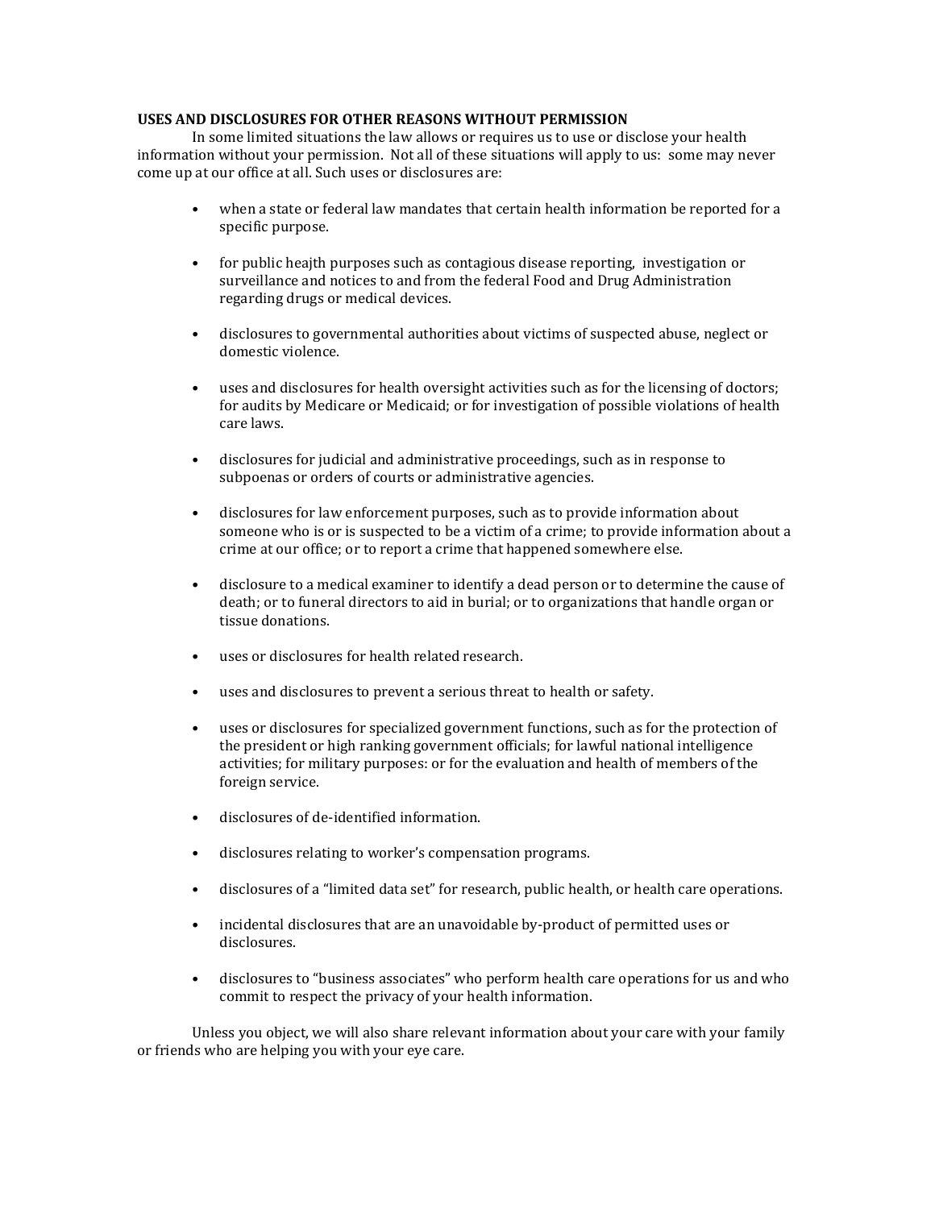**USES AND DISCLOSURES FOR OTHER REASONS WITHOUT PERMISSION**

In some limited situations the law allows or requires us to use or disclose your health information without your permission. Not all of these situations will apply to us: some may never come up at our office at all. Such uses or disclosures are:

- when a state or federal law mandates that certain health information be reported for a specific purpose.
- for public heajth purposes such as contagious disease reporting, investigation or surveillance and notices to and from the federal Food and Drug Administration regarding drugs or medical devices.
- disclosures to governmental authorities about victims of suspected abuse, neglect or domestic violence.
- uses and disclosures for health oversight activities such as for the licensing of doctors; for audits by Medicare or Medicaid; or for investigation of possible violations of health care laws.
- disclosures for judicial and administrative proceedings, such as in response to subpoenas or orders of courts or administrative agencies.
- disclosures for law enforcement purposes, such as to provide information about someone who is or is suspected to be a victim of a crime; to provide information about a crime at our office; or to report a crime that happened somewhere else.
- disclosure to a medical examiner to identify a dead person or to determine the cause of death; or to funeral directors to aid in burial; or to organizations that handle organ or tissue donations.
- uses or disclosures for health related research.
- uses and disclosures to prevent a serious threat to health or safety.
- uses or disclosures for specialized government functions, such as for the protection of the president or high ranking government officials; for lawful national intelligence activities; for military purposes: or for the evaluation and health of members of the foreign service.
- disclosures of de-identified information.
- disclosures relating to worker's compensation programs.
- disclosures of a "limited data set" for research, public health, or health care operations.
- incidental disclosures that are an unavoidable by-product of permitted uses or disclosures.
- disclosures to "business associates" who perform health care operations for us and who commit to respect the privacy of your health information.

Unless you object, we will also share relevant information about your care with your family or friends who are helping you with your eye care.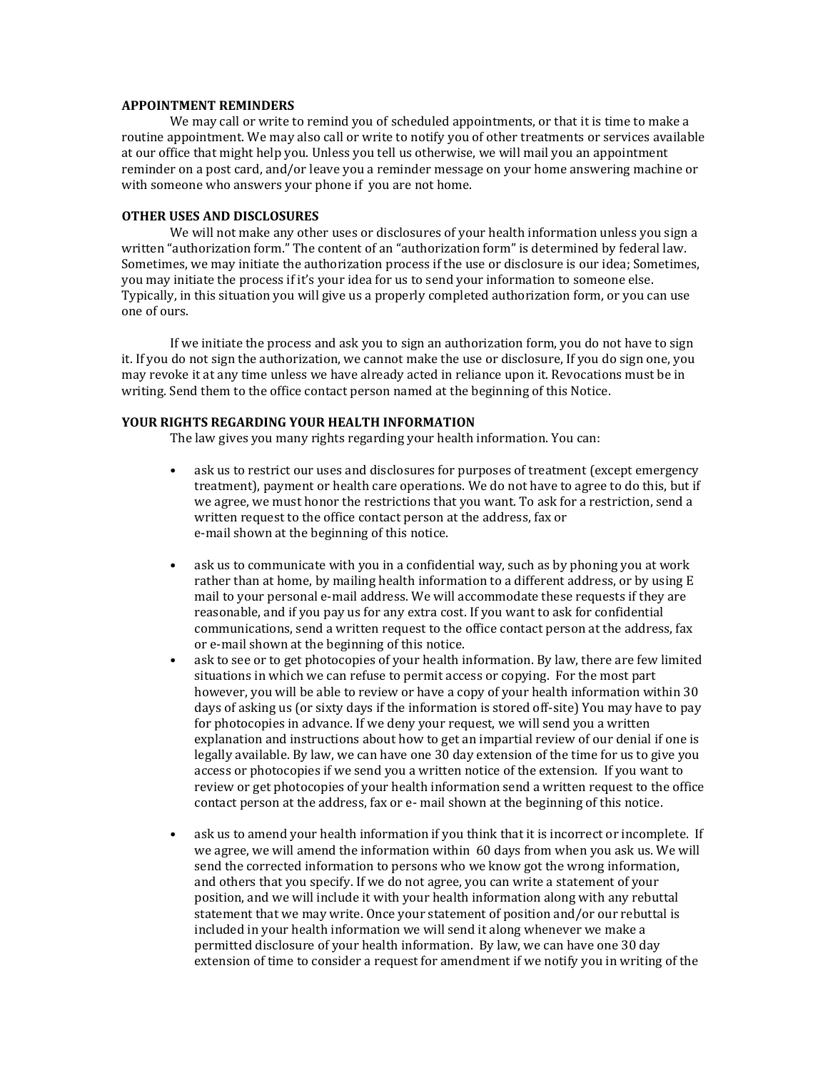**APPOINTMENT REMINDERS**

We may call or write to remind you of scheduled appointments, or that it is time to make a routine appointment. We may also call or write to notify you of other treatments or services available at our office that might help you. Unless you tell us otherwise, we will mail you an appointment reminder on a post card, and/or leave you a reminder message on your home answering machine or with someone who answers your phone if you are not home.

**OTHER USES AND DISCLOSURES**

We will not make any other uses or disclosures of your health information unless you sign a written "authorization form." The content of an "authorization form" is determined by federal law. Sometimes, we may initiate the authorization process if the use or disclosure is our idea; Sometimes, you may initiate the process if it's your idea for us to send your information to someone else. Typically, in this situation you will give us a properly completed authorization form, or you can use one of ours.

If we initiate the process and ask you to sign an authorization form, you do not have to sign it. If you do not sign the authorization, we cannot make the use or disclosure, If you do sign one, you may revoke it at any time unless we have already acted in reliance upon it. Revocations must be in writing. Send them to the office contact person named at the beginning of this Notice.

**YOUR RIGHTS REGARDING YOUR HEALTH INFORMATION**

The law gives you many rights regarding your health information. You can:

- ask us to restrict our uses and disclosures for purposes of treatment (except emergency treatment), payment or health care operations. We do not have to agree to do this, but if we agree, we must honor the restrictions that you want. To ask for a restriction, send a written request to the office contact person at the address, fax or e-mail shown at the beginning of this notice.

- ask us to communicate with you in a confidential way, such as by phoning you at work rather than at home, by mailing health information to a different address, or by using E mail to your personal e-mail address. We will accommodate these requests if they are reasonable, and if you pay us for any extra cost. If you want to ask for confidential communications, send a written request to the office contact person at the address, fax or e-mail shown at the beginning of this notice.
- ask to see or to get photocopies of your health information. By law, there are few limited situations in which we can refuse to permit access or copying. For the most part however, you will be able to review or have a copy of your health information within 30 days of asking us (or sixty days if the information is stored off-site) You may have to pay for photocopies in advance. If we deny your request, we will send you a written explanation and instructions about how to get an impartial review of our denial if one is legally available. By law, we can have one 30 day extension of the time for us to give you access or photocopies if we send you a written notice of the extension. If you want to review or get photocopies of your health information send a written request to the office contact person at the address, fax or e- mail shown at the beginning of this notice.

- ask us to amend your health information if you think that it is incorrect or incomplete. If we agree, we will amend the information within 60 days from when you ask us. We will send the corrected information to persons who we know got the wrong information, and others that you specify. If we do not agree, you can write a statement of your position, and we will include it with your health information along with any rebuttal statement that we may write. Once your statement of position and/or our rebuttal is included in your health information we will send it along whenever we make a permitted disclosure of your health information. By law, we can have one 30 day extension of time to consider a request for amendment if we notify you in writing of the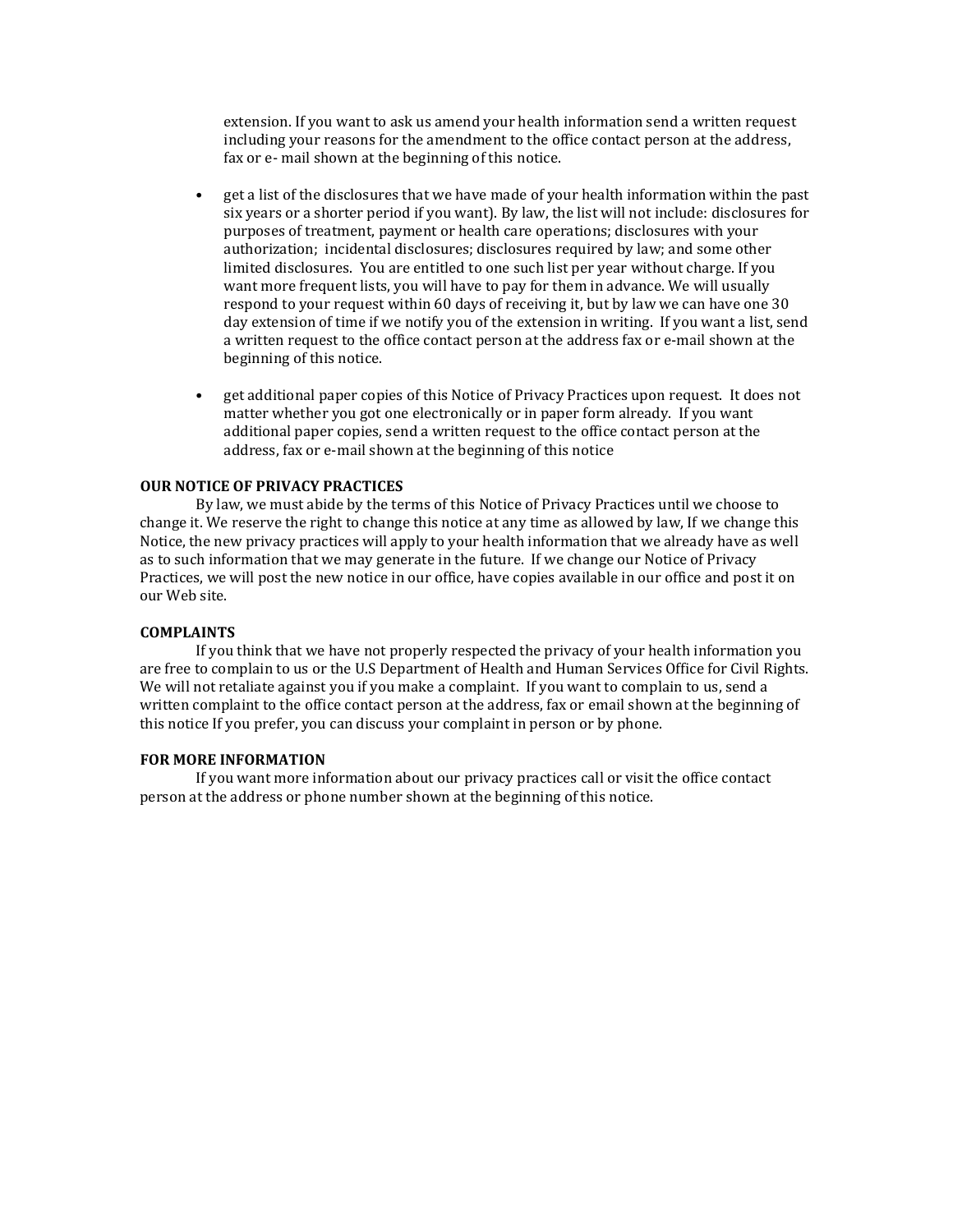extension. If you want to ask us amend your health information send a written request including your reasons for the amendment to the office contact person at the address, fax or e- mail shown at the beginning of this notice.

- get a list of the disclosures that we have made of your health information within the past six years or a shorter period if you want). By law, the list will not include: disclosures for purposes of treatment, payment or health care operations; disclosures with your authorization; incidental disclosures; disclosures required by law; and some other limited disclosures. You are entitled to one such list per year without charge. If you want more frequent lists, you will have to pay for them in advance. We will usually respond to your request within 60 days of receiving it, but by law we can have one 30 day extension of time if we notify you of the extension in writing. If you want a list, send a written request to the office contact person at the address fax or e-mail shown at the beginning of this notice.

- get additional paper copies of this Notice of Privacy Practices upon request. It does not matter whether you got one electronically or in paper form already. If you want additional paper copies, send a written request to the office contact person at the address, fax or e-mail shown at the beginning of this notice

**OUR NOTICE OF PRIVACY PRACTICES**

By law, we must abide by the terms of this Notice of Privacy Practices until we choose to change it. We reserve the right to change this notice at any time as allowed by law, If we change this Notice, the new privacy practices will apply to your health information that we already have as well as to such information that we may generate in the future. If we change our Notice of Privacy Practices, we will post the new notice in our office, have copies available in our office and post it on our Web site.

**COMPLAINTS**

If you think that we have not properly respected the privacy of your health information you are free to complain to us or the U.S Department of Health and Human Services Office for Civil Rights. We will not retaliate against you if you make a complaint. If you want to complain to us, send a written complaint to the office contact person at the address, fax or email shown at the beginning of this notice If you prefer, you can discuss your complaint in person or by phone.

**FOR MORE INFORMATION**

If you want more information about our privacy practices call or visit the office contact person at the address or phone number shown at the beginning of this notice.